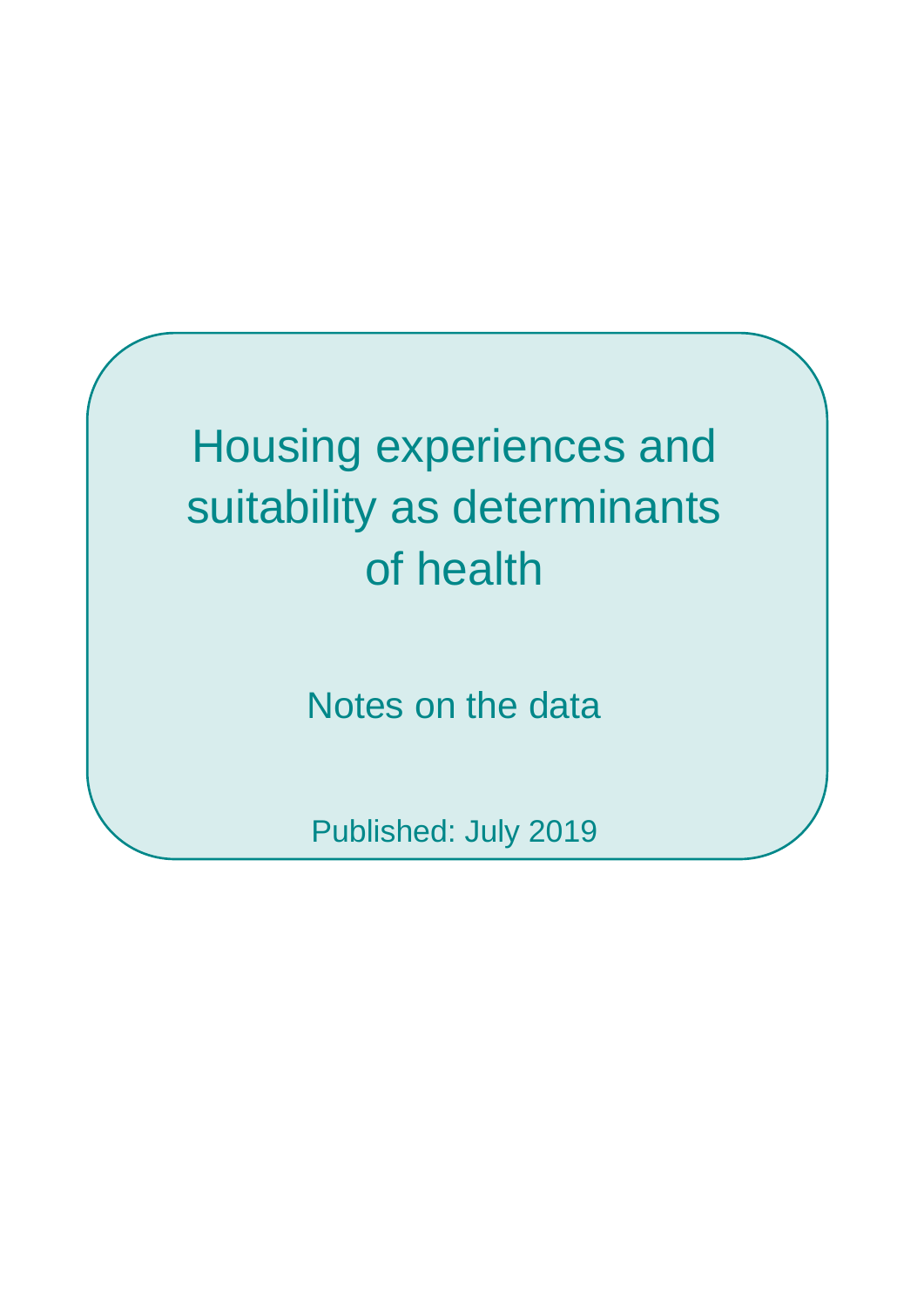# Housing experiences and suitability as determinants of health

## Notes on the data

Published: July 2019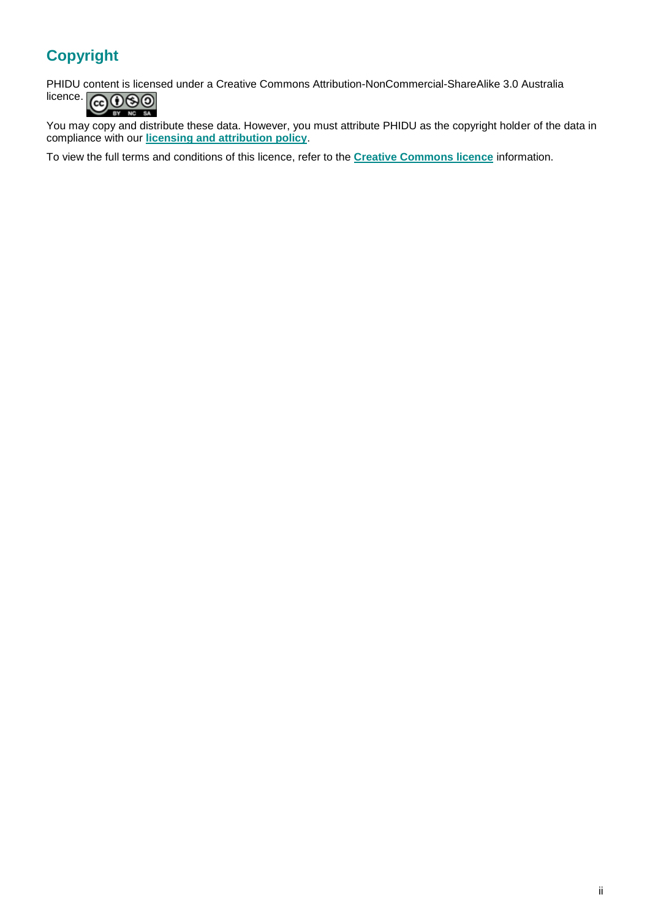## Copyright

PHIDU content is licensed under a Creative Commons Attribution-NonCommercial-ShareAlike 3.0 Australia licence.

You may copy and distribute these data. However, you must attribute PHIDU as the copyright holder of the data in compliance with our **licensing and attribution policy**.

To view the full terms and conditions of this licence, refer to the **Creative Commons licence** information.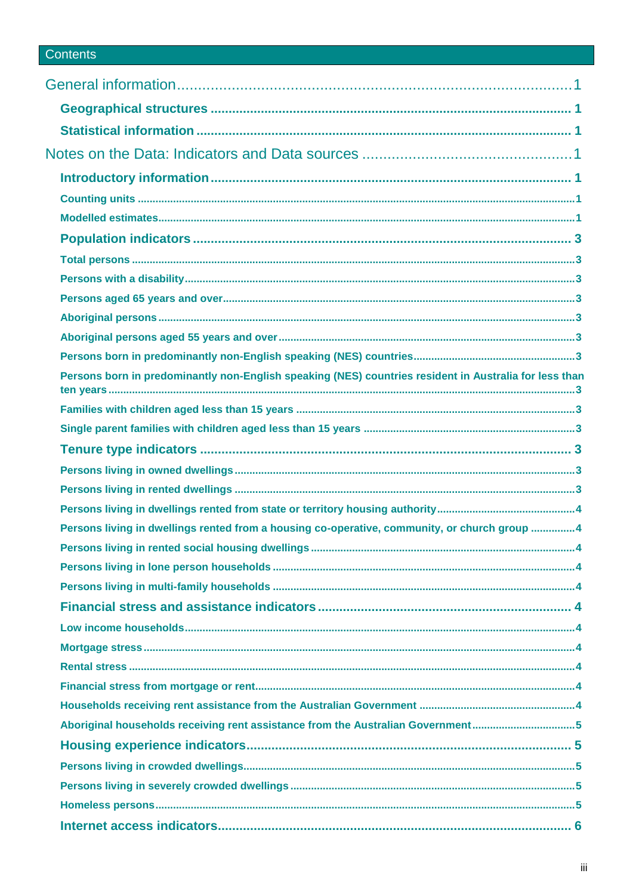## Contents

- General information ........ 1
  - **Geographical structures** ........ 1
  - **Statistical information** ........ 1
- Notes on the Data: Indicators and Data sources ........ 1
  - **Introductory information** ........ 1
    - **Counting units** ........ 1
    - **Modelled estimates** ........ 1
  - **Population indicators** ........ 3
    - **Total persons** ........ 3
    - **Persons with a disability** ........ 3
    - **Persons aged 65 years and over** ........ 3
    - **Aboriginal persons** ........ 3
    - **Aboriginal persons aged 55 years and over** ........ 3
    - **Persons born in predominantly non-English speaking (NES) countries** ........ 3
    - **Persons born in predominantly non-English speaking (NES) countries resident in Australia for less than ten years** ........ 3
    - **Families with children aged less than 15 years** ........ 3
    - **Single parent families with children aged less than 15 years** ........ 3
  - **Tenure type indicators** ........ 3
    - **Persons living in owned dwellings** ........ 3
    - **Persons living in rented dwellings** ........ 3
    - **Persons living in dwellings rented from state or territory housing authority** ........ 4
    - **Persons living in dwellings rented from a housing co-operative, community, or church group** ........ 4
    - **Persons living in rented social housing dwellings** ........ 4
    - **Persons living in lone person households** ........ 4
    - **Persons living in multi-family households** ........ 4
  - **Financial stress and assistance indicators** ........ 4
    - **Low income households** ........ 4
    - **Mortgage stress** ........ 4
    - **Rental stress** ........ 4
    - **Financial stress from mortgage or rent** ........ 4
    - **Households receiving rent assistance from the Australian Government** ........ 4
    - **Aboriginal households receiving rent assistance from the Australian Government** ........ 5
  - **Housing experience indicators** ........ 5
    - **Persons living in crowded dwellings** ........ 5
    - **Persons living in severely crowded dwellings** ........ 5
    - **Homeless persons** ........ 5
  - **Internet access indicators** ........ 6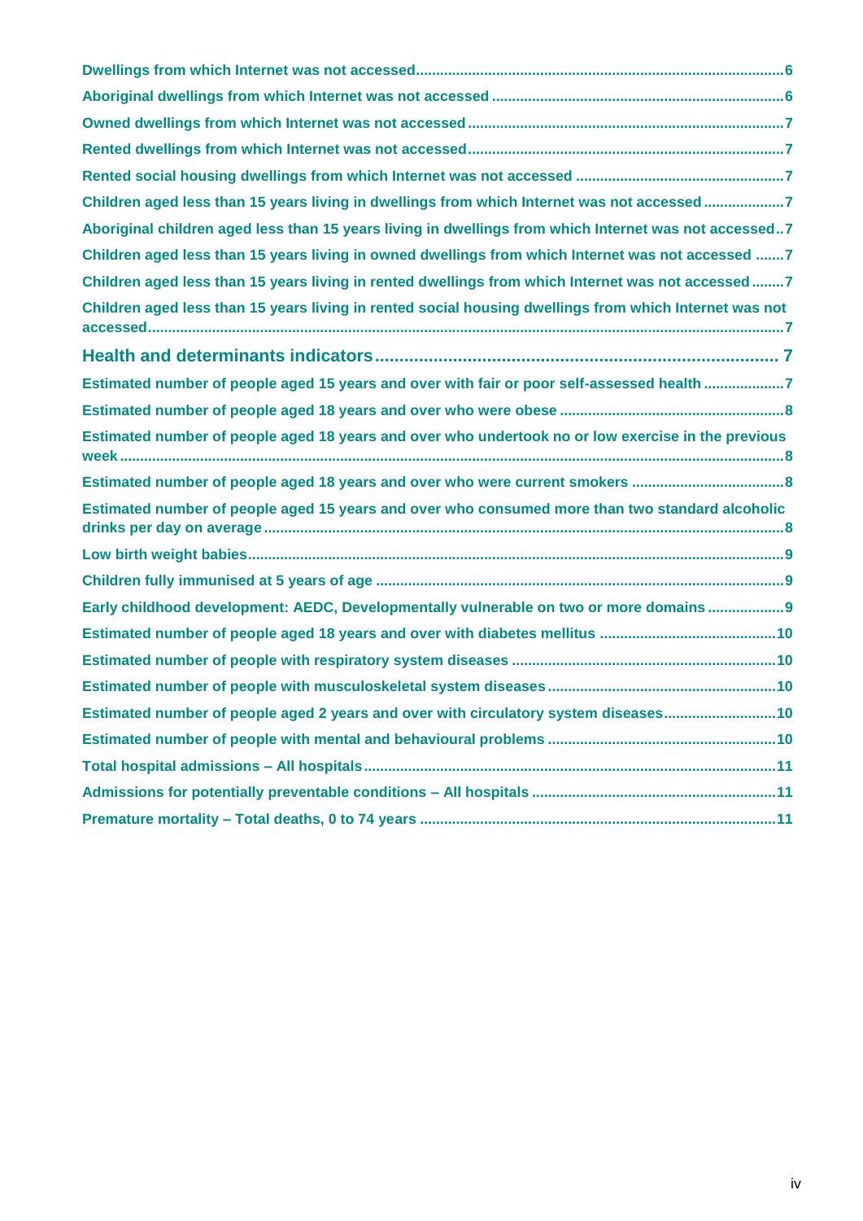Dwellings from which Internet was not accessed ..... 6

Aboriginal dwellings from which Internet was not accessed ..... 6

Owned dwellings from which Internet was not accessed ..... 7

Rented dwellings from which Internet was not accessed ..... 7

Rented social housing dwellings from which Internet was not accessed ..... 7

Children aged less than 15 years living in dwellings from which Internet was not accessed ..... 7

Aboriginal children aged less than 15 years living in dwellings from which Internet was not accessed ..... 7

Children aged less than 15 years living in owned dwellings from which Internet was not accessed ..... 7

Children aged less than 15 years living in rented dwellings from which Internet was not accessed ..... 7

Children aged less than 15 years living in rented social housing dwellings from which Internet was not accessed ..... 7

**Health and determinants indicators ..... 7**

Estimated number of people aged 15 years and over with fair or poor self-assessed health ..... 7

Estimated number of people aged 18 years and over who were obese ..... 8

Estimated number of people aged 18 years and over who undertook no or low exercise in the previous week ..... 8

Estimated number of people aged 18 years and over who were current smokers ..... 8

Estimated number of people aged 15 years and over who consumed more than two standard alcoholic drinks per day on average ..... 8

Low birth weight babies ..... 9

Children fully immunised at 5 years of age ..... 9

Early childhood development: AEDC, Developmentally vulnerable on two or more domains ..... 9

Estimated number of people aged 18 years and over with diabetes mellitus ..... 10

Estimated number of people with respiratory system diseases ..... 10

Estimated number of people with musculoskeletal system diseases ..... 10

Estimated number of people aged 2 years and over with circulatory system diseases ..... 10

Estimated number of people with mental and behavioural problems ..... 10

Total hospital admissions – All hospitals ..... 11

Admissions for potentially preventable conditions – All hospitals ..... 11

Premature mortality – Total deaths, 0 to 74 years ..... 11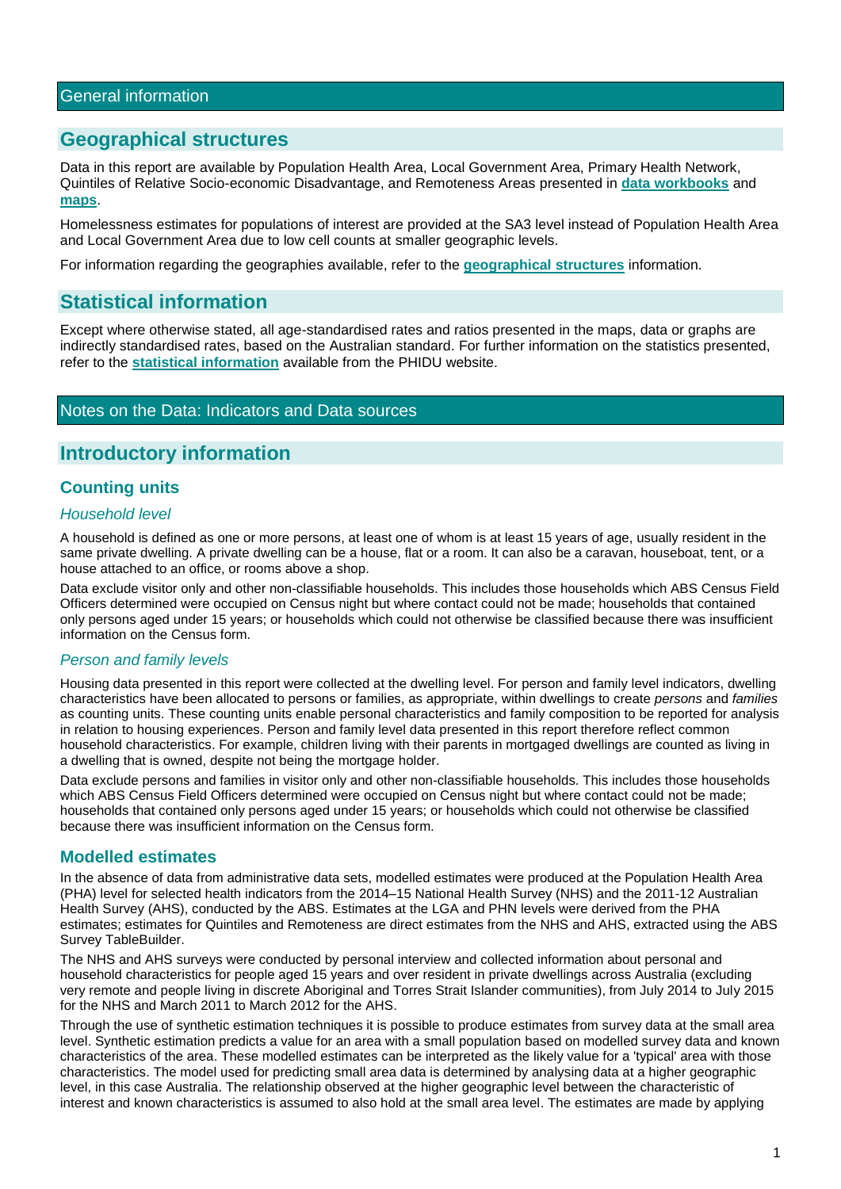# General information

## Geographical structures

Data in this report are available by Population Health Area, Local Government Area, Primary Health Network, Quintiles of Relative Socio-economic Disadvantage, and Remoteness Areas presented in **data workbooks** and **maps**.

Homelessness estimates for populations of interest are provided at the SA3 level instead of Population Health Area and Local Government Area due to low cell counts at smaller geographic levels.

For information regarding the geographies available, refer to the **geographical structures** information.

## Statistical information

Except where otherwise stated, all age-standardised rates and ratios presented in the maps, data or graphs are indirectly standardised rates, based on the Australian standard. For further information on the statistics presented, refer to the **statistical information** available from the PHIDU website.

# Notes on the Data: Indicators and Data sources

## Introductory information

### Counting units

#### *Household level*

A household is defined as one or more persons, at least one of whom is at least 15 years of age, usually resident in the same private dwelling. A private dwelling can be a house, flat or a room. It can also be a caravan, houseboat, tent, or a house attached to an office, or rooms above a shop.

Data exclude visitor only and other non-classifiable households. This includes those households which ABS Census Field Officers determined were occupied on Census night but where contact could not be made; households that contained only persons aged under 15 years; or households which could not otherwise be classified because there was insufficient information on the Census form.

#### *Person and family levels*

Housing data presented in this report were collected at the dwelling level. For person and family level indicators, dwelling characteristics have been allocated to persons or families, as appropriate, within dwellings to create *persons* and *families* as counting units. These counting units enable personal characteristics and family composition to be reported for analysis in relation to housing experiences. Person and family level data presented in this report therefore reflect common household characteristics. For example, children living with their parents in mortgaged dwellings are counted as living in a dwelling that is owned, despite not being the mortgage holder.

Data exclude persons and families in visitor only and other non-classifiable households. This includes those households which ABS Census Field Officers determined were occupied on Census night but where contact could not be made; households that contained only persons aged under 15 years; or households which could not otherwise be classified because there was insufficient information on the Census form.

### Modelled estimates

In the absence of data from administrative data sets, modelled estimates were produced at the Population Health Area (PHA) level for selected health indicators from the 2014–15 National Health Survey (NHS) and the 2011-12 Australian Health Survey (AHS), conducted by the ABS. Estimates at the LGA and PHN levels were derived from the PHA estimates; estimates for Quintiles and Remoteness are direct estimates from the NHS and AHS, extracted using the ABS Survey TableBuilder.

The NHS and AHS surveys were conducted by personal interview and collected information about personal and household characteristics for people aged 15 years and over resident in private dwellings across Australia (excluding very remote and people living in discrete Aboriginal and Torres Strait Islander communities), from July 2014 to July 2015 for the NHS and March 2011 to March 2012 for the AHS.

Through the use of synthetic estimation techniques it is possible to produce estimates from survey data at the small area level. Synthetic estimation predicts a value for an area with a small population based on modelled survey data and known characteristics of the area. These modelled estimates can be interpreted as the likely value for a 'typical' area with those characteristics. The model used for predicting small area data is determined by analysing data at a higher geographic level, in this case Australia. The relationship observed at the higher geographic level between the characteristic of interest and known characteristics is assumed to also hold at the small area level. The estimates are made by applying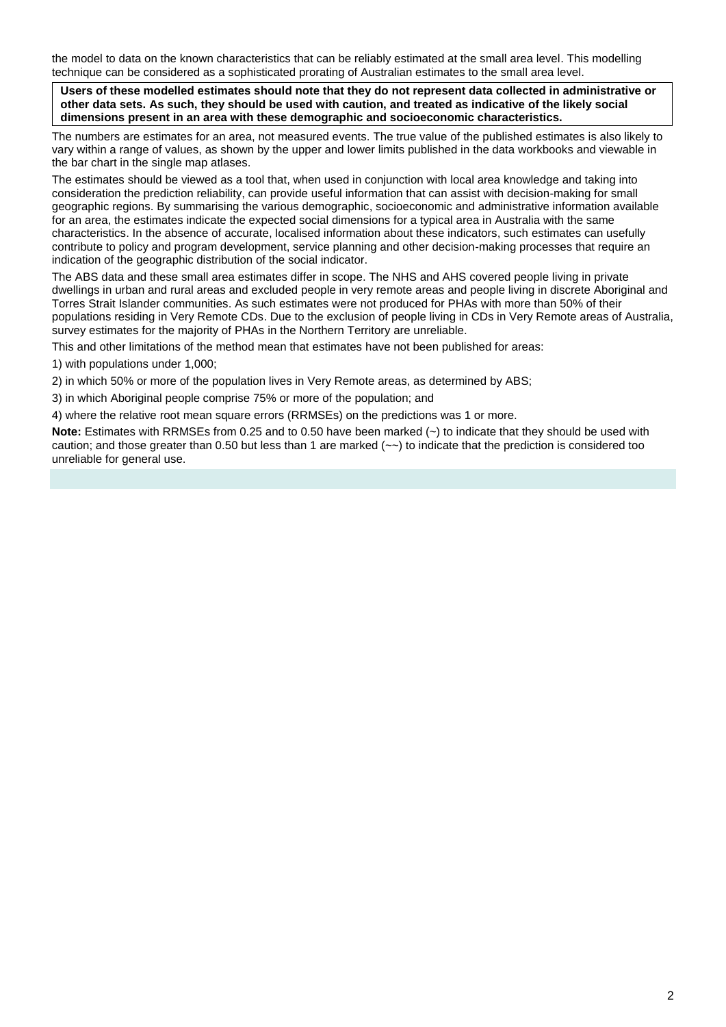the model to data on the known characteristics that can be reliably estimated at the small area level. This modelling technique can be considered as a sophisticated prorating of Australian estimates to the small area level.

**Users of these modelled estimates should note that they do not represent data collected in administrative or other data sets. As such, they should be used with caution, and treated as indicative of the likely social dimensions present in an area with these demographic and socioeconomic characteristics.**

The numbers are estimates for an area, not measured events. The true value of the published estimates is also likely to vary within a range of values, as shown by the upper and lower limits published in the data workbooks and viewable in the bar chart in the single map atlases.

The estimates should be viewed as a tool that, when used in conjunction with local area knowledge and taking into consideration the prediction reliability, can provide useful information that can assist with decision-making for small geographic regions. By summarising the various demographic, socioeconomic and administrative information available for an area, the estimates indicate the expected social dimensions for a typical area in Australia with the same characteristics. In the absence of accurate, localised information about these indicators, such estimates can usefully contribute to policy and program development, service planning and other decision-making processes that require an indication of the geographic distribution of the social indicator.

The ABS data and these small area estimates differ in scope. The NHS and AHS covered people living in private dwellings in urban and rural areas and excluded people in very remote areas and people living in discrete Aboriginal and Torres Strait Islander communities. As such estimates were not produced for PHAs with more than 50% of their populations residing in Very Remote CDs. Due to the exclusion of people living in CDs in Very Remote areas of Australia, survey estimates for the majority of PHAs in the Northern Territory are unreliable.

This and other limitations of the method mean that estimates have not been published for areas:

1) with populations under 1,000;

2) in which 50% or more of the population lives in Very Remote areas, as determined by ABS;

3) in which Aboriginal people comprise 75% or more of the population; and

4) where the relative root mean square errors (RRMSEs) on the predictions was 1 or more.

**Note:** Estimates with RRMSEs from 0.25 and to 0.50 have been marked (~) to indicate that they should be used with caution; and those greater than 0.50 but less than 1 are marked (~~) to indicate that the prediction is considered too unreliable for general use.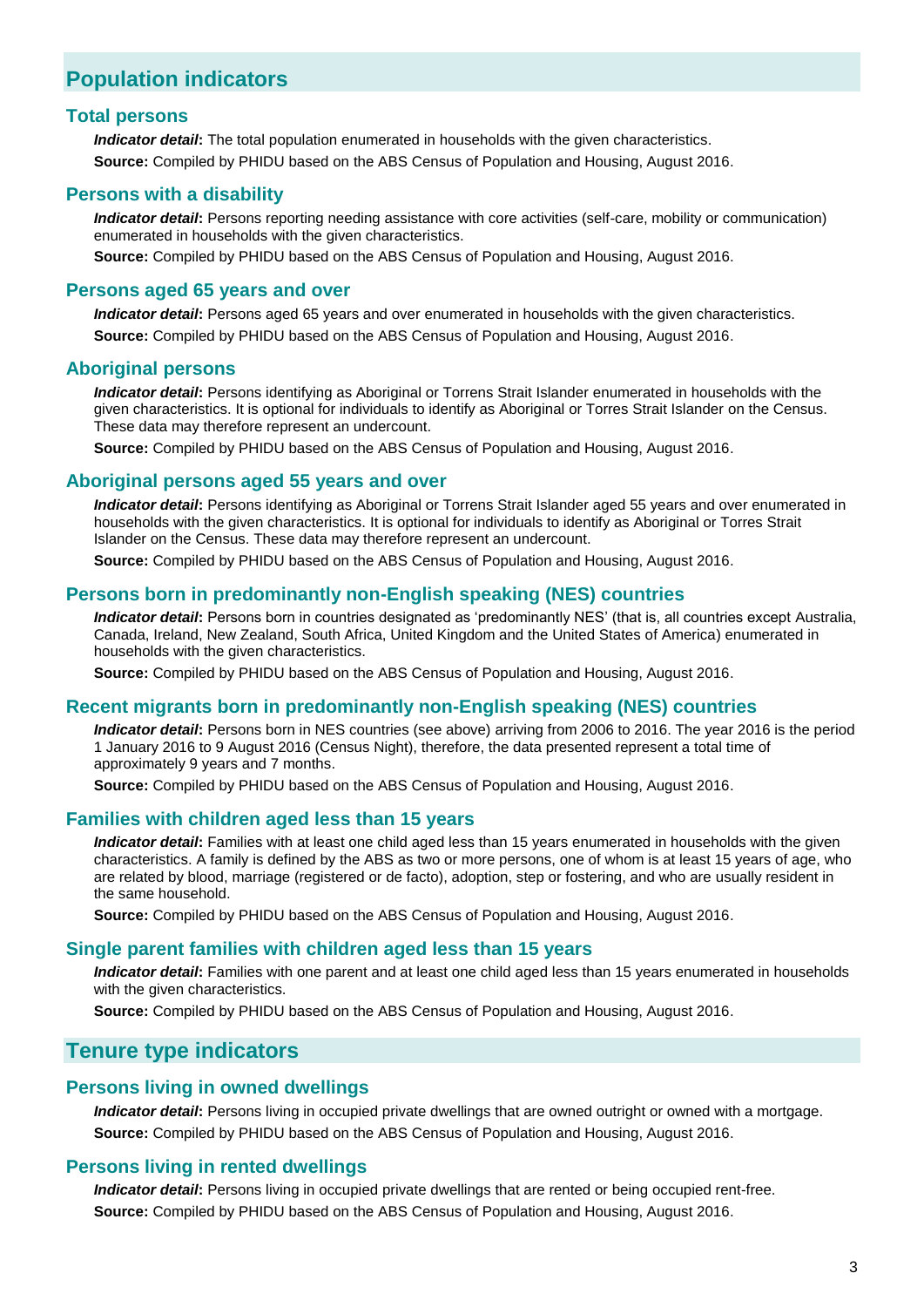## Population indicators

### Total persons

***Indicator detail*:** The total population enumerated in households with the given characteristics.

**Source:** Compiled by PHIDU based on the ABS Census of Population and Housing, August 2016.

### Persons with a disability

***Indicator detail*:** Persons reporting needing assistance with core activities (self-care, mobility or communication) enumerated in households with the given characteristics.

**Source:** Compiled by PHIDU based on the ABS Census of Population and Housing, August 2016.

### Persons aged 65 years and over

***Indicator detail*:** Persons aged 65 years and over enumerated in households with the given characteristics.

**Source:** Compiled by PHIDU based on the ABS Census of Population and Housing, August 2016.

### Aboriginal persons

***Indicator detail*:** Persons identifying as Aboriginal or Torrens Strait Islander enumerated in households with the given characteristics. It is optional for individuals to identify as Aboriginal or Torres Strait Islander on the Census. These data may therefore represent an undercount.

**Source:** Compiled by PHIDU based on the ABS Census of Population and Housing, August 2016.

### Aboriginal persons aged 55 years and over

***Indicator detail*:** Persons identifying as Aboriginal or Torrens Strait Islander aged 55 years and over enumerated in households with the given characteristics. It is optional for individuals to identify as Aboriginal or Torres Strait Islander on the Census. These data may therefore represent an undercount.

**Source:** Compiled by PHIDU based on the ABS Census of Population and Housing, August 2016.

### Persons born in predominantly non-English speaking (NES) countries

***Indicator detail*:** Persons born in countries designated as 'predominantly NES' (that is, all countries except Australia, Canada, Ireland, New Zealand, South Africa, United Kingdom and the United States of America) enumerated in households with the given characteristics.

**Source:** Compiled by PHIDU based on the ABS Census of Population and Housing, August 2016.

### Recent migrants born in predominantly non-English speaking (NES) countries

***Indicator detail*:** Persons born in NES countries (see above) arriving from 2006 to 2016. The year 2016 is the period 1 January 2016 to 9 August 2016 (Census Night), therefore, the data presented represent a total time of approximately 9 years and 7 months.

**Source:** Compiled by PHIDU based on the ABS Census of Population and Housing, August 2016.

### Families with children aged less than 15 years

***Indicator detail*:** Families with at least one child aged less than 15 years enumerated in households with the given characteristics. A family is defined by the ABS as two or more persons, one of whom is at least 15 years of age, who are related by blood, marriage (registered or de facto), adoption, step or fostering, and who are usually resident in the same household.

**Source:** Compiled by PHIDU based on the ABS Census of Population and Housing, August 2016.

### Single parent families with children aged less than 15 years

***Indicator detail*:** Families with one parent and at least one child aged less than 15 years enumerated in households with the given characteristics.

**Source:** Compiled by PHIDU based on the ABS Census of Population and Housing, August 2016.

## Tenure type indicators

### Persons living in owned dwellings

***Indicator detail*:** Persons living in occupied private dwellings that are owned outright or owned with a mortgage.

**Source:** Compiled by PHIDU based on the ABS Census of Population and Housing, August 2016.

### Persons living in rented dwellings

***Indicator detail*:** Persons living in occupied private dwellings that are rented or being occupied rent-free.

**Source:** Compiled by PHIDU based on the ABS Census of Population and Housing, August 2016.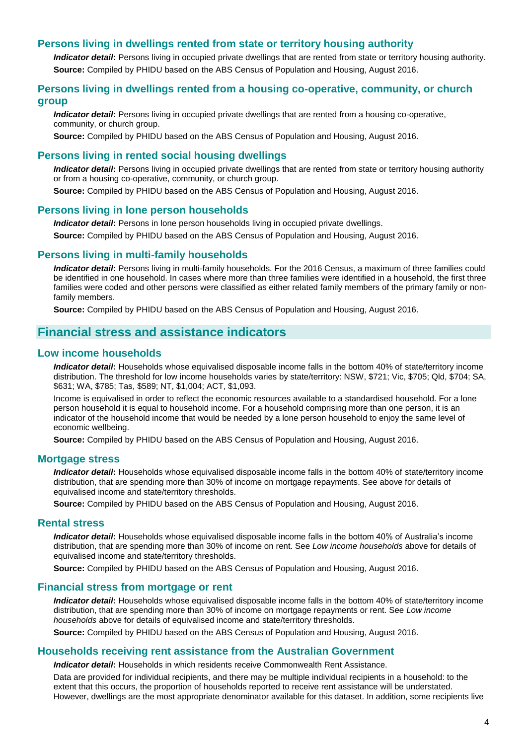### Persons living in dwellings rented from state or territory housing authority

***Indicator detail*:** Persons living in occupied private dwellings that are rented from state or territory housing authority.

**Source:** Compiled by PHIDU based on the ABS Census of Population and Housing, August 2016.

### Persons living in dwellings rented from a housing co-operative, community, or church group

***Indicator detail*:** Persons living in occupied private dwellings that are rented from a housing co-operative, community, or church group.

**Source:** Compiled by PHIDU based on the ABS Census of Population and Housing, August 2016.

### Persons living in rented social housing dwellings

***Indicator detail*:** Persons living in occupied private dwellings that are rented from state or territory housing authority or from a housing co-operative, community, or church group.

**Source:** Compiled by PHIDU based on the ABS Census of Population and Housing, August 2016.

### Persons living in lone person households

***Indicator detail*:** Persons in lone person households living in occupied private dwellings.

**Source:** Compiled by PHIDU based on the ABS Census of Population and Housing, August 2016.

### Persons living in multi-family households

***Indicator detail*:** Persons living in multi-family households. For the 2016 Census, a maximum of three families could be identified in one household. In cases where more than three families were identified in a household, the first three families were coded and other persons were classified as either related family members of the primary family or non-family members.

**Source:** Compiled by PHIDU based on the ABS Census of Population and Housing, August 2016.

## Financial stress and assistance indicators

### Low income households

***Indicator detail*:** Households whose equivalised disposable income falls in the bottom 40% of state/territory income distribution. The threshold for low income households varies by state/territory: NSW, $721; Vic, $705; Qld, $704; SA, $631; WA, $785; Tas, $589; NT, $1,004; ACT, $1,093.

Income is equivalised in order to reflect the economic resources available to a standardised household. For a lone person household it is equal to household income. For a household comprising more than one person, it is an indicator of the household income that would be needed by a lone person household to enjoy the same level of economic wellbeing.

**Source:** Compiled by PHIDU based on the ABS Census of Population and Housing, August 2016.

### Mortgage stress

***Indicator detail*:** Households whose equivalised disposable income falls in the bottom 40% of state/territory income distribution, that are spending more than 30% of income on mortgage repayments. See above for details of equivalised income and state/territory thresholds.

**Source:** Compiled by PHIDU based on the ABS Census of Population and Housing, August 2016.

### Rental stress

***Indicator detail*:** Households whose equivalised disposable income falls in the bottom 40% of Australia's income distribution, that are spending more than 30% of income on rent. See *Low income households* above for details of equivalised income and state/territory thresholds.

**Source:** Compiled by PHIDU based on the ABS Census of Population and Housing, August 2016.

### Financial stress from mortgage or rent

***Indicator detail*:** Households whose equivalised disposable income falls in the bottom 40% of state/territory income distribution, that are spending more than 30% of income on mortgage repayments or rent. See *Low income households* above for details of equivalised income and state/territory thresholds.

**Source:** Compiled by PHIDU based on the ABS Census of Population and Housing, August 2016.

### Households receiving rent assistance from the Australian Government

***Indicator detail*:** Households in which residents receive Commonwealth Rent Assistance.

Data are provided for individual recipients, and there may be multiple individual recipients in a household: to the extent that this occurs, the proportion of households reported to receive rent assistance will be understated. However, dwellings are the most appropriate denominator available for this dataset. In addition, some recipients live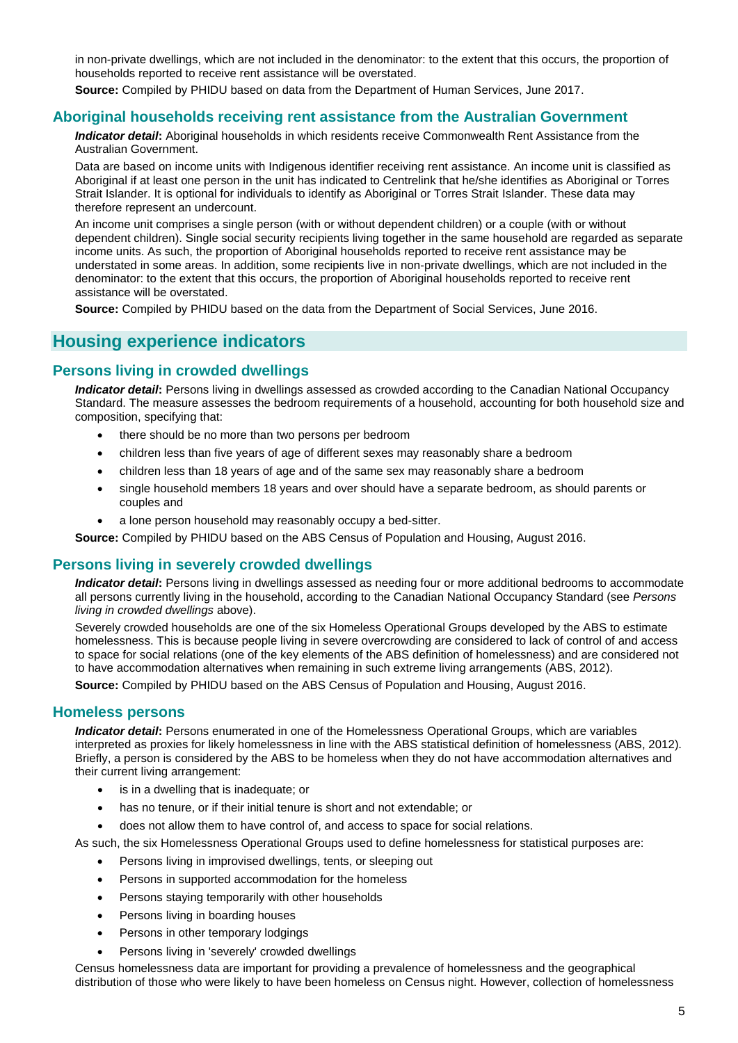in non-private dwellings, which are not included in the denominator: to the extent that this occurs, the proportion of households reported to receive rent assistance will be overstated.

**Source:** Compiled by PHIDU based on data from the Department of Human Services, June 2017.

### Aboriginal households receiving rent assistance from the Australian Government

***Indicator detail*:** Aboriginal households in which residents receive Commonwealth Rent Assistance from the Australian Government.

Data are based on income units with Indigenous identifier receiving rent assistance. An income unit is classified as Aboriginal if at least one person in the unit has indicated to Centrelink that he/she identifies as Aboriginal or Torres Strait Islander. It is optional for individuals to identify as Aboriginal or Torres Strait Islander. These data may therefore represent an undercount.

An income unit comprises a single person (with or without dependent children) or a couple (with or without dependent children). Single social security recipients living together in the same household are regarded as separate income units. As such, the proportion of Aboriginal households reported to receive rent assistance may be understated in some areas. In addition, some recipients live in non-private dwellings, which are not included in the denominator: to the extent that this occurs, the proportion of Aboriginal households reported to receive rent assistance will be overstated.

**Source:** Compiled by PHIDU based on the data from the Department of Social Services, June 2016.

## Housing experience indicators

### Persons living in crowded dwellings

***Indicator detail*:** Persons living in dwellings assessed as crowded according to the Canadian National Occupancy Standard. The measure assesses the bedroom requirements of a household, accounting for both household size and composition, specifying that:

- there should be no more than two persons per bedroom
- children less than five years of age of different sexes may reasonably share a bedroom
- children less than 18 years of age and of the same sex may reasonably share a bedroom
- single household members 18 years and over should have a separate bedroom, as should parents or couples and
- a lone person household may reasonably occupy a bed-sitter.

**Source:** Compiled by PHIDU based on the ABS Census of Population and Housing, August 2016.

### Persons living in severely crowded dwellings

***Indicator detail*:** Persons living in dwellings assessed as needing four or more additional bedrooms to accommodate all persons currently living in the household, according to the Canadian National Occupancy Standard (see *Persons living in crowded dwellings* above).

Severely crowded households are one of the six Homeless Operational Groups developed by the ABS to estimate homelessness. This is because people living in severe overcrowding are considered to lack of control of and access to space for social relations (one of the key elements of the ABS definition of homelessness) and are considered not to have accommodation alternatives when remaining in such extreme living arrangements (ABS, 2012).

**Source:** Compiled by PHIDU based on the ABS Census of Population and Housing, August 2016.

### Homeless persons

***Indicator detail*:** Persons enumerated in one of the Homelessness Operational Groups, which are variables interpreted as proxies for likely homelessness in line with the ABS statistical definition of homelessness (ABS, 2012). Briefly, a person is considered by the ABS to be homeless when they do not have accommodation alternatives and their current living arrangement:

- is in a dwelling that is inadequate; or
- has no tenure, or if their initial tenure is short and not extendable; or
- does not allow them to have control of, and access to space for social relations.

As such, the six Homelessness Operational Groups used to define homelessness for statistical purposes are:

- Persons living in improvised dwellings, tents, or sleeping out
- Persons in supported accommodation for the homeless
- Persons staying temporarily with other households
- Persons living in boarding houses
- Persons in other temporary lodgings
- Persons living in 'severely' crowded dwellings

Census homelessness data are important for providing a prevalence of homelessness and the geographical distribution of those who were likely to have been homeless on Census night. However, collection of homelessness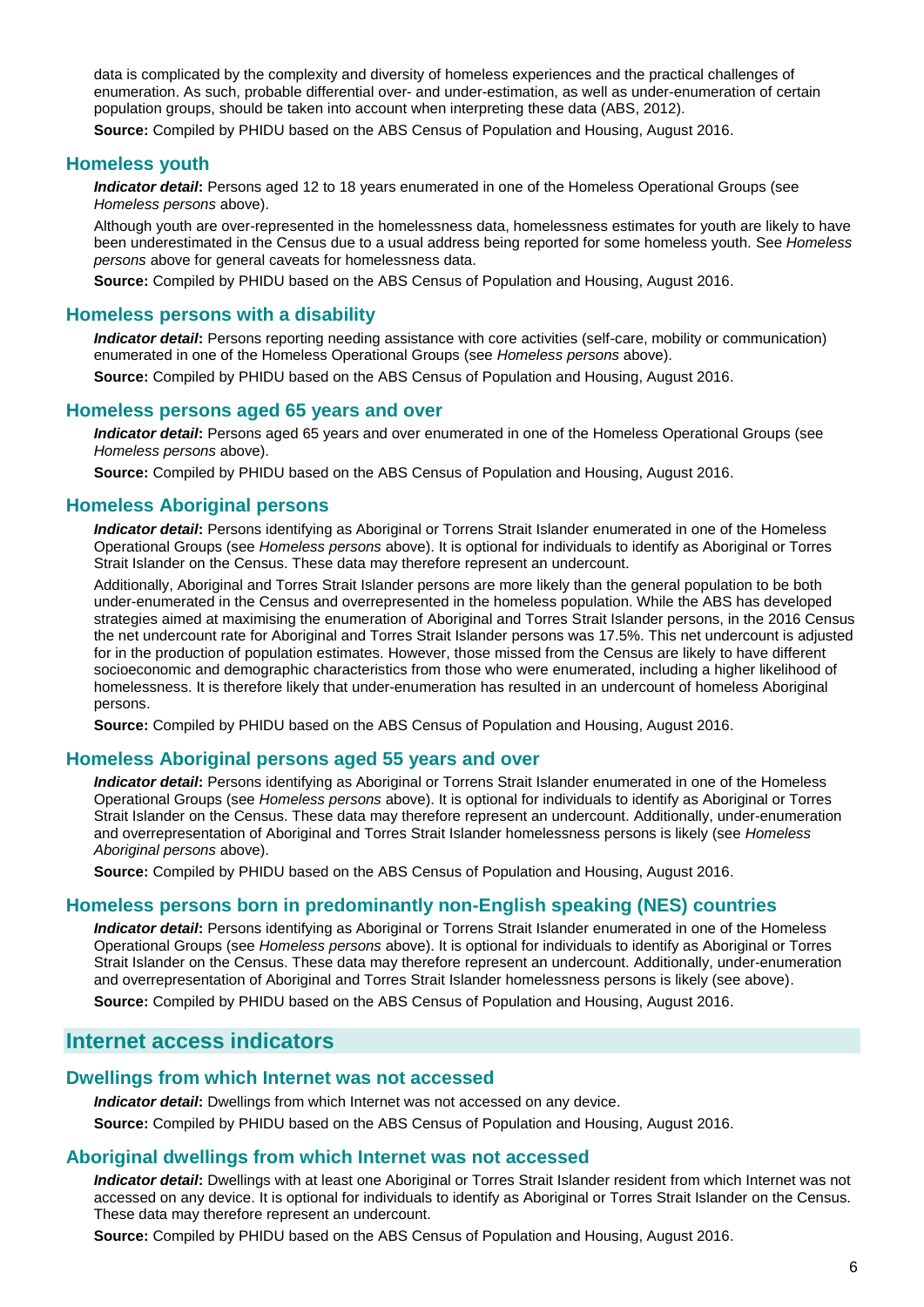data is complicated by the complexity and diversity of homeless experiences and the practical challenges of enumeration. As such, probable differential over- and under-estimation, as well as under-enumeration of certain population groups, should be taken into account when interpreting these data (ABS, 2012).

**Source:** Compiled by PHIDU based on the ABS Census of Population and Housing, August 2016.

### Homeless youth

***Indicator detail*:** Persons aged 12 to 18 years enumerated in one of the Homeless Operational Groups (see *Homeless persons* above).

Although youth are over-represented in the homelessness data, homelessness estimates for youth are likely to have been underestimated in the Census due to a usual address being reported for some homeless youth. See *Homeless persons* above for general caveats for homelessness data.

**Source:** Compiled by PHIDU based on the ABS Census of Population and Housing, August 2016.

### Homeless persons with a disability

***Indicator detail*:** Persons reporting needing assistance with core activities (self-care, mobility or communication) enumerated in one of the Homeless Operational Groups (see *Homeless persons* above).

**Source:** Compiled by PHIDU based on the ABS Census of Population and Housing, August 2016.

### Homeless persons aged 65 years and over

***Indicator detail*:** Persons aged 65 years and over enumerated in one of the Homeless Operational Groups (see *Homeless persons* above).

**Source:** Compiled by PHIDU based on the ABS Census of Population and Housing, August 2016.

### Homeless Aboriginal persons

***Indicator detail*:** Persons identifying as Aboriginal or Torrens Strait Islander enumerated in one of the Homeless Operational Groups (see *Homeless persons* above). It is optional for individuals to identify as Aboriginal or Torres Strait Islander on the Census. These data may therefore represent an undercount.

Additionally, Aboriginal and Torres Strait Islander persons are more likely than the general population to be both under-enumerated in the Census and overrepresented in the homeless population. While the ABS has developed strategies aimed at maximising the enumeration of Aboriginal and Torres Strait Islander persons, in the 2016 Census the net undercount rate for Aboriginal and Torres Strait Islander persons was 17.5%. This net undercount is adjusted for in the production of population estimates. However, those missed from the Census are likely to have different socioeconomic and demographic characteristics from those who were enumerated, including a higher likelihood of homelessness. It is therefore likely that under-enumeration has resulted in an undercount of homeless Aboriginal persons.

**Source:** Compiled by PHIDU based on the ABS Census of Population and Housing, August 2016.

### Homeless Aboriginal persons aged 55 years and over

***Indicator detail*:** Persons identifying as Aboriginal or Torrens Strait Islander enumerated in one of the Homeless Operational Groups (see *Homeless persons* above). It is optional for individuals to identify as Aboriginal or Torres Strait Islander on the Census. These data may therefore represent an undercount. Additionally, under-enumeration and overrepresentation of Aboriginal and Torres Strait Islander homelessness persons is likely (see *Homeless Aboriginal persons* above).

**Source:** Compiled by PHIDU based on the ABS Census of Population and Housing, August 2016.

### Homeless persons born in predominantly non-English speaking (NES) countries

***Indicator detail*:** Persons identifying as Aboriginal or Torrens Strait Islander enumerated in one of the Homeless Operational Groups (see *Homeless persons* above). It is optional for individuals to identify as Aboriginal or Torres Strait Islander on the Census. These data may therefore represent an undercount. Additionally, under-enumeration and overrepresentation of Aboriginal and Torres Strait Islander homelessness persons is likely (see above).

**Source:** Compiled by PHIDU based on the ABS Census of Population and Housing, August 2016.

## Internet access indicators

### Dwellings from which Internet was not accessed

***Indicator detail*:** Dwellings from which Internet was not accessed on any device.

**Source:** Compiled by PHIDU based on the ABS Census of Population and Housing, August 2016.

### Aboriginal dwellings from which Internet was not accessed

***Indicator detail*:** Dwellings with at least one Aboriginal or Torres Strait Islander resident from which Internet was not accessed on any device. It is optional for individuals to identify as Aboriginal or Torres Strait Islander on the Census. These data may therefore represent an undercount.

**Source:** Compiled by PHIDU based on the ABS Census of Population and Housing, August 2016.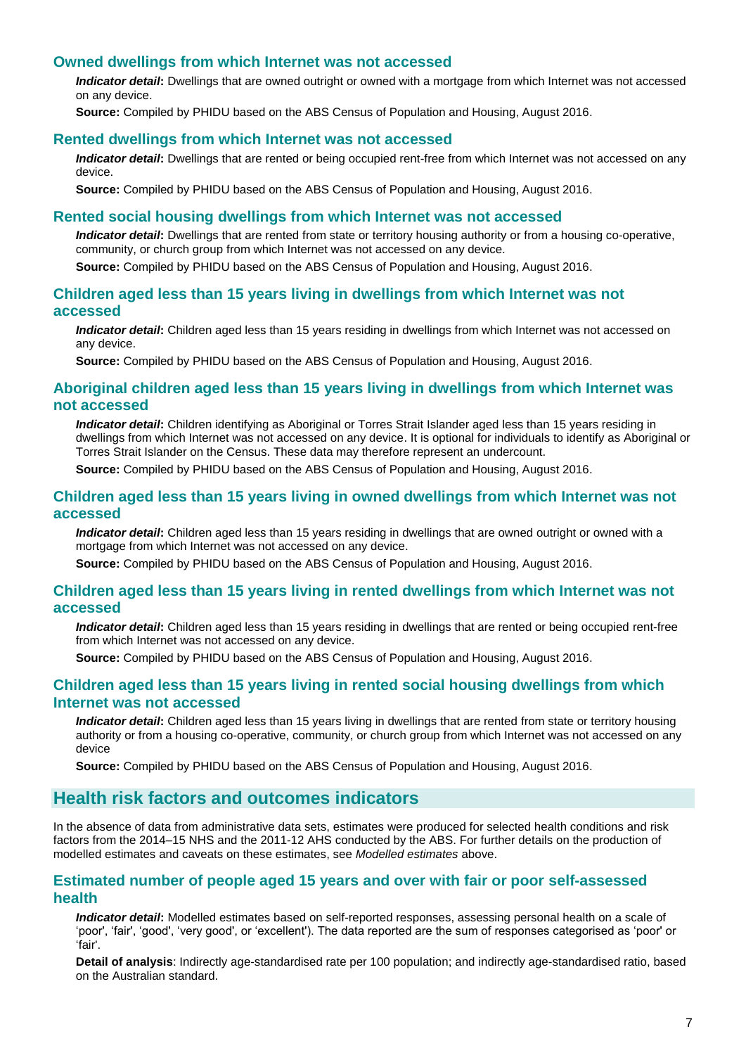### Owned dwellings from which Internet was not accessed

***Indicator detail*:** Dwellings that are owned outright or owned with a mortgage from which Internet was not accessed on any device.

**Source:** Compiled by PHIDU based on the ABS Census of Population and Housing, August 2016.

### Rented dwellings from which Internet was not accessed

***Indicator detail*:** Dwellings that are rented or being occupied rent-free from which Internet was not accessed on any device.

**Source:** Compiled by PHIDU based on the ABS Census of Population and Housing, August 2016.

### Rented social housing dwellings from which Internet was not accessed

***Indicator detail*:** Dwellings that are rented from state or territory housing authority or from a housing co-operative, community, or church group from which Internet was not accessed on any device.

**Source:** Compiled by PHIDU based on the ABS Census of Population and Housing, August 2016.

### Children aged less than 15 years living in dwellings from which Internet was not accessed

***Indicator detail*:** Children aged less than 15 years residing in dwellings from which Internet was not accessed on any device.

**Source:** Compiled by PHIDU based on the ABS Census of Population and Housing, August 2016.

### Aboriginal children aged less than 15 years living in dwellings from which Internet was not accessed

***Indicator detail*:** Children identifying as Aboriginal or Torres Strait Islander aged less than 15 years residing in dwellings from which Internet was not accessed on any device. It is optional for individuals to identify as Aboriginal or Torres Strait Islander on the Census. These data may therefore represent an undercount.

**Source:** Compiled by PHIDU based on the ABS Census of Population and Housing, August 2016.

### Children aged less than 15 years living in owned dwellings from which Internet was not accessed

***Indicator detail*:** Children aged less than 15 years residing in dwellings that are owned outright or owned with a mortgage from which Internet was not accessed on any device.

**Source:** Compiled by PHIDU based on the ABS Census of Population and Housing, August 2016.

### Children aged less than 15 years living in rented dwellings from which Internet was not accessed

***Indicator detail*:** Children aged less than 15 years residing in dwellings that are rented or being occupied rent-free from which Internet was not accessed on any device.

**Source:** Compiled by PHIDU based on the ABS Census of Population and Housing, August 2016.

### Children aged less than 15 years living in rented social housing dwellings from which Internet was not accessed

***Indicator detail*:** Children aged less than 15 years living in dwellings that are rented from state or territory housing authority or from a housing co-operative, community, or church group from which Internet was not accessed on any device

**Source:** Compiled by PHIDU based on the ABS Census of Population and Housing, August 2016.

## Health risk factors and outcomes indicators

In the absence of data from administrative data sets, estimates were produced for selected health conditions and risk factors from the 2014–15 NHS and the 2011-12 AHS conducted by the ABS. For further details on the production of modelled estimates and caveats on these estimates, see *Modelled estimates* above.

### Estimated number of people aged 15 years and over with fair or poor self-assessed health

***Indicator detail*:** Modelled estimates based on self-reported responses, assessing personal health on a scale of 'poor', 'fair', 'good', 'very good', or 'excellent'). The data reported are the sum of responses categorised as 'poor' or 'fair'.

**Detail of analysis**: Indirectly age-standardised rate per 100 population; and indirectly age-standardised ratio, based on the Australian standard.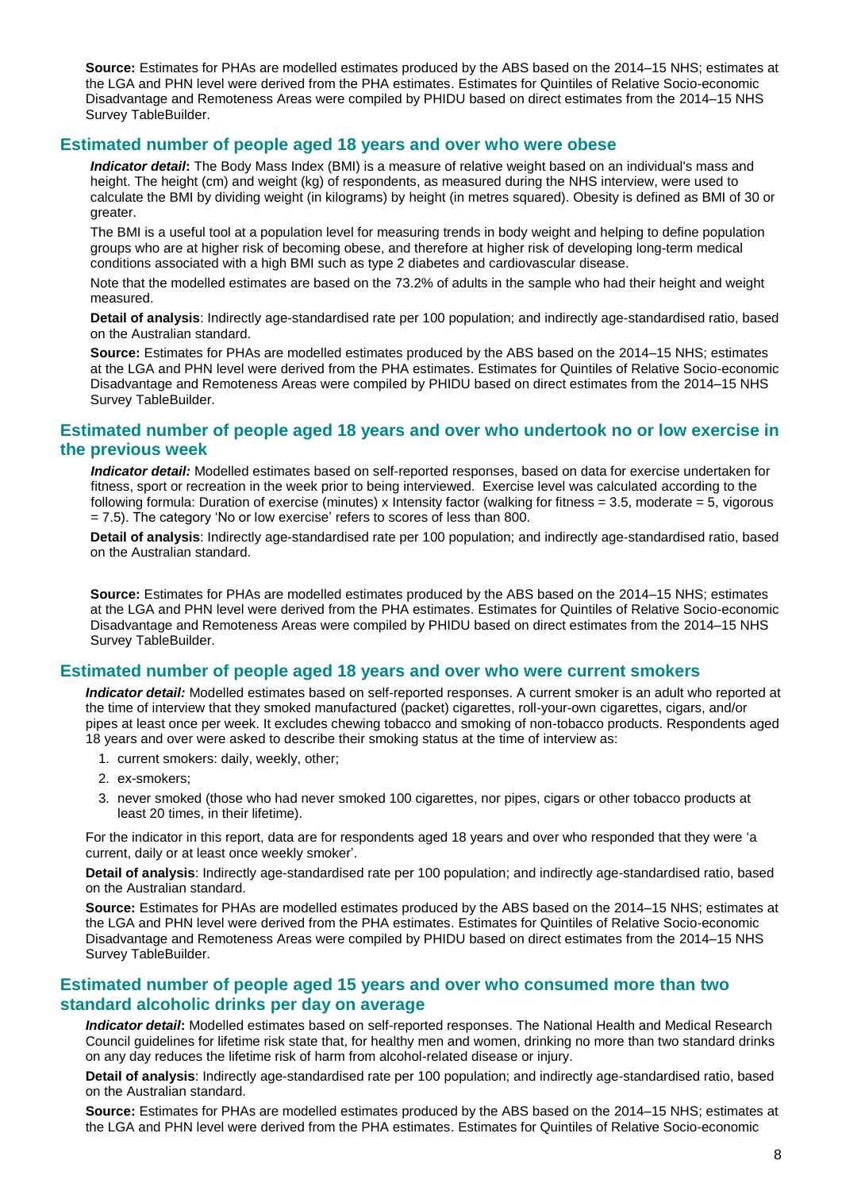**Source:** Estimates for PHAs are modelled estimates produced by the ABS based on the 2014–15 NHS; estimates at the LGA and PHN level were derived from the PHA estimates. Estimates for Quintiles of Relative Socio-economic Disadvantage and Remoteness Areas were compiled by PHIDU based on direct estimates from the 2014–15 NHS Survey TableBuilder.

## Estimated number of people aged 18 years and over who were obese

***Indicator detail*:** The Body Mass Index (BMI) is a measure of relative weight based on an individual's mass and height. The height (cm) and weight (kg) of respondents, as measured during the NHS interview, were used to calculate the BMI by dividing weight (in kilograms) by height (in metres squared). Obesity is defined as BMI of 30 or greater.

The BMI is a useful tool at a population level for measuring trends in body weight and helping to define population groups who are at higher risk of becoming obese, and therefore at higher risk of developing long-term medical conditions associated with a high BMI such as type 2 diabetes and cardiovascular disease.

Note that the modelled estimates are based on the 73.2% of adults in the sample who had their height and weight measured.

**Detail of analysis**: Indirectly age-standardised rate per 100 population; and indirectly age-standardised ratio, based on the Australian standard.

**Source:** Estimates for PHAs are modelled estimates produced by the ABS based on the 2014–15 NHS; estimates at the LGA and PHN level were derived from the PHA estimates. Estimates for Quintiles of Relative Socio-economic Disadvantage and Remoteness Areas were compiled by PHIDU based on direct estimates from the 2014–15 NHS Survey TableBuilder.

## Estimated number of people aged 18 years and over who undertook no or low exercise in the previous week

***Indicator detail:*** Modelled estimates based on self-reported responses, based on data for exercise undertaken for fitness, sport or recreation in the week prior to being interviewed. Exercise level was calculated according to the following formula: Duration of exercise (minutes) x Intensity factor (walking for fitness = 3.5, moderate = 5, vigorous = 7.5). The category 'No or low exercise' refers to scores of less than 800.

**Detail of analysis**: Indirectly age-standardised rate per 100 population; and indirectly age-standardised ratio, based on the Australian standard.

**Source:** Estimates for PHAs are modelled estimates produced by the ABS based on the 2014–15 NHS; estimates at the LGA and PHN level were derived from the PHA estimates. Estimates for Quintiles of Relative Socio-economic Disadvantage and Remoteness Areas were compiled by PHIDU based on direct estimates from the 2014–15 NHS Survey TableBuilder.

## Estimated number of people aged 18 years and over who were current smokers

***Indicator detail:*** Modelled estimates based on self-reported responses. A current smoker is an adult who reported at the time of interview that they smoked manufactured (packet) cigarettes, roll-your-own cigarettes, cigars, and/or pipes at least once per week. It excludes chewing tobacco and smoking of non-tobacco products. Respondents aged 18 years and over were asked to describe their smoking status at the time of interview as:

1. current smokers: daily, weekly, other;
2. ex-smokers;
3. never smoked (those who had never smoked 100 cigarettes, nor pipes, cigars or other tobacco products at least 20 times, in their lifetime).

For the indicator in this report, data are for respondents aged 18 years and over who responded that they were 'a current, daily or at least once weekly smoker'.

**Detail of analysis**: Indirectly age-standardised rate per 100 population; and indirectly age-standardised ratio, based on the Australian standard.

**Source:** Estimates for PHAs are modelled estimates produced by the ABS based on the 2014–15 NHS; estimates at the LGA and PHN level were derived from the PHA estimates. Estimates for Quintiles of Relative Socio-economic Disadvantage and Remoteness Areas were compiled by PHIDU based on direct estimates from the 2014–15 NHS Survey TableBuilder.

## Estimated number of people aged 15 years and over who consumed more than two standard alcoholic drinks per day on average

***Indicator detail*:** Modelled estimates based on self-reported responses. The National Health and Medical Research Council guidelines for lifetime risk state that, for healthy men and women, drinking no more than two standard drinks on any day reduces the lifetime risk of harm from alcohol-related disease or injury.

**Detail of analysis**: Indirectly age-standardised rate per 100 population; and indirectly age-standardised ratio, based on the Australian standard.

**Source:** Estimates for PHAs are modelled estimates produced by the ABS based on the 2014–15 NHS; estimates at the LGA and PHN level were derived from the PHA estimates. Estimates for Quintiles of Relative Socio-economic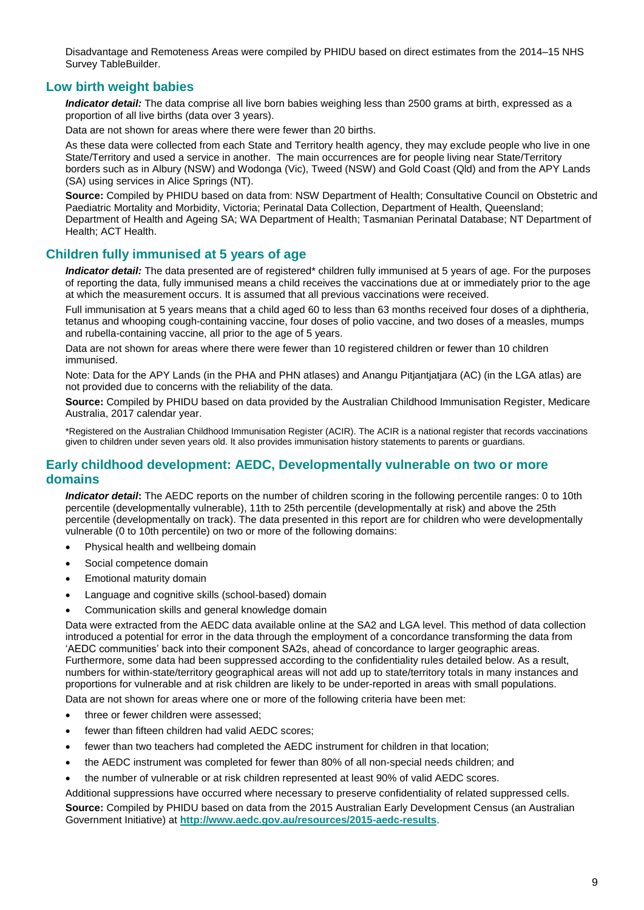Disadvantage and Remoteness Areas were compiled by PHIDU based on direct estimates from the 2014–15 NHS Survey TableBuilder.

## Low birth weight babies

***Indicator detail:*** The data comprise all live born babies weighing less than 2500 grams at birth, expressed as a proportion of all live births (data over 3 years).

Data are not shown for areas where there were fewer than 20 births.

As these data were collected from each State and Territory health agency, they may exclude people who live in one State/Territory and used a service in another. The main occurrences are for people living near State/Territory borders such as in Albury (NSW) and Wodonga (Vic), Tweed (NSW) and Gold Coast (Qld) and from the APY Lands (SA) using services in Alice Springs (NT).

**Source:** Compiled by PHIDU based on data from: NSW Department of Health; Consultative Council on Obstetric and Paediatric Mortality and Morbidity, Victoria; Perinatal Data Collection, Department of Health, Queensland; Department of Health and Ageing SA; WA Department of Health; Tasmanian Perinatal Database; NT Department of Health; ACT Health.

## Children fully immunised at 5 years of age

***Indicator detail:*** The data presented are of registered* children fully immunised at 5 years of age. For the purposes of reporting the data, fully immunised means a child receives the vaccinations due at or immediately prior to the age at which the measurement occurs. It is assumed that all previous vaccinations were received.

Full immunisation at 5 years means that a child aged 60 to less than 63 months received four doses of a diphtheria, tetanus and whooping cough-containing vaccine, four doses of polio vaccine, and two doses of a measles, mumps and rubella-containing vaccine, all prior to the age of 5 years.

Data are not shown for areas where there were fewer than 10 registered children or fewer than 10 children immunised.

Note: Data for the APY Lands (in the PHA and PHN atlases) and Anangu Pitjantjatjara (AC) (in the LGA atlas) are not provided due to concerns with the reliability of the data.

**Source:** Compiled by PHIDU based on data provided by the Australian Childhood Immunisation Register, Medicare Australia, 2017 calendar year.

*Registered on the Australian Childhood Immunisation Register (ACIR). The ACIR is a national register that records vaccinations given to children under seven years old. It also provides immunisation history statements to parents or guardians.

## Early childhood development: AEDC, Developmentally vulnerable on two or more domains

***Indicator detail*:** The AEDC reports on the number of children scoring in the following percentile ranges: 0 to 10th percentile (developmentally vulnerable), 11th to 25th percentile (developmentally at risk) and above the 25th percentile (developmentally on track). The data presented in this report are for children who were developmentally vulnerable (0 to 10th percentile) on two or more of the following domains:

- Physical health and wellbeing domain
- Social competence domain
- Emotional maturity domain
- Language and cognitive skills (school-based) domain
- Communication skills and general knowledge domain

Data were extracted from the AEDC data available online at the SA2 and LGA level. This method of data collection introduced a potential for error in the data through the employment of a concordance transforming the data from 'AEDC communities' back into their component SA2s, ahead of concordance to larger geographic areas. Furthermore, some data had been suppressed according to the confidentiality rules detailed below. As a result, numbers for within-state/territory geographical areas will not add up to state/territory totals in many instances and proportions for vulnerable and at risk children are likely to be under-reported in areas with small populations.

Data are not shown for areas where one or more of the following criteria have been met:

- three or fewer children were assessed;
- fewer than fifteen children had valid AEDC scores;
- fewer than two teachers had completed the AEDC instrument for children in that location;
- the AEDC instrument was completed for fewer than 80% of all non-special needs children; and
- the number of vulnerable or at risk children represented at least 90% of valid AEDC scores.

Additional suppressions have occurred where necessary to preserve confidentiality of related suppressed cells.

**Source:** Compiled by PHIDU based on data from the 2015 Australian Early Development Census (an Australian Government Initiative) at **http://www.aedc.gov.au/resources/2015-aedc-results**.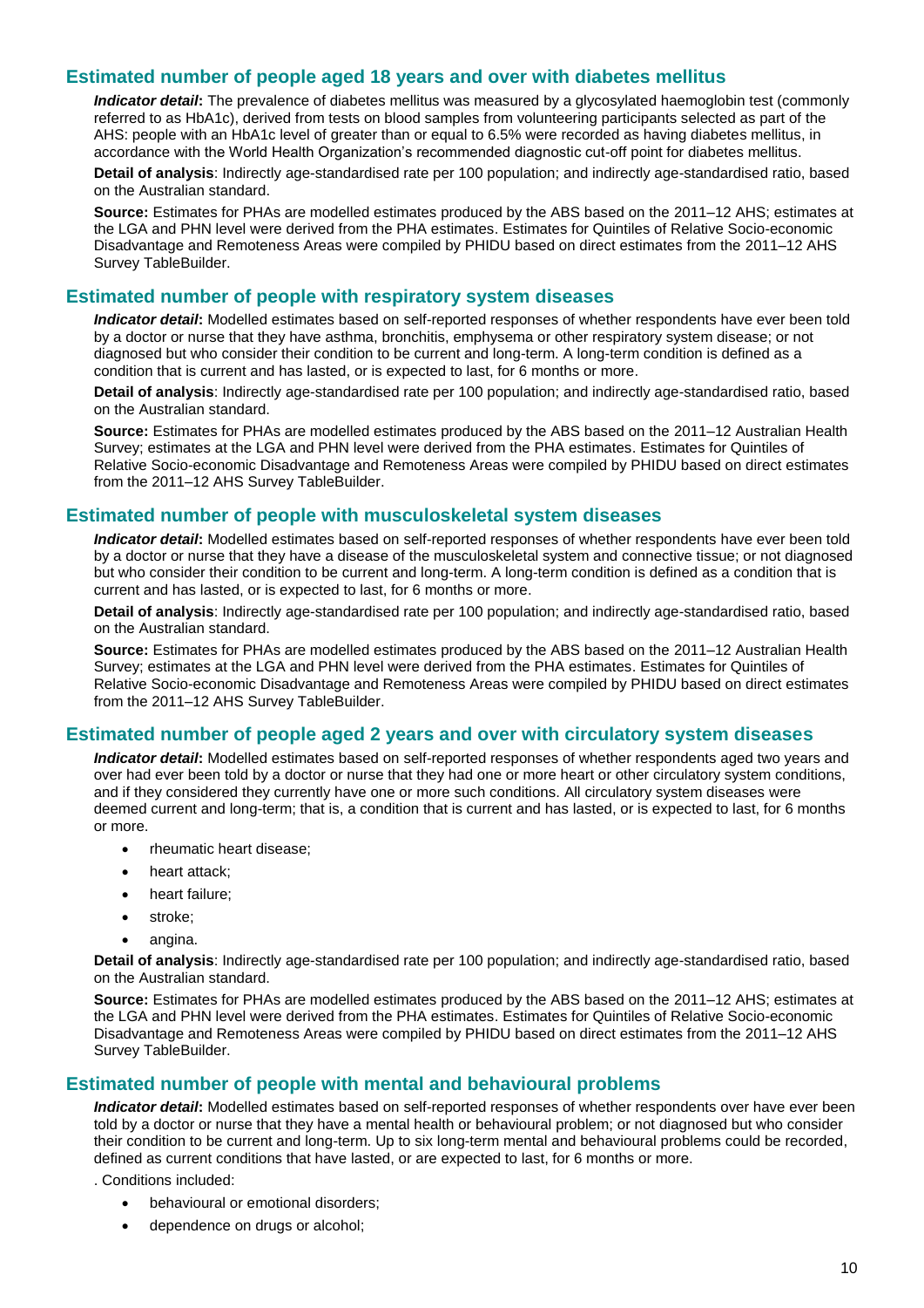## Estimated number of people aged 18 years and over with diabetes mellitus

***Indicator detail*:** The prevalence of diabetes mellitus was measured by a glycosylated haemoglobin test (commonly referred to as HbA1c), derived from tests on blood samples from volunteering participants selected as part of the AHS: people with an HbA1c level of greater than or equal to 6.5% were recorded as having diabetes mellitus, in accordance with the World Health Organization's recommended diagnostic cut-off point for diabetes mellitus.

**Detail of analysis**: Indirectly age-standardised rate per 100 population; and indirectly age-standardised ratio, based on the Australian standard.

**Source:** Estimates for PHAs are modelled estimates produced by the ABS based on the 2011–12 AHS; estimates at the LGA and PHN level were derived from the PHA estimates. Estimates for Quintiles of Relative Socio-economic Disadvantage and Remoteness Areas were compiled by PHIDU based on direct estimates from the 2011–12 AHS Survey TableBuilder.

## Estimated number of people with respiratory system diseases

***Indicator detail*:** Modelled estimates based on self-reported responses of whether respondents have ever been told by a doctor or nurse that they have asthma, bronchitis, emphysema or other respiratory system disease; or not diagnosed but who consider their condition to be current and long-term. A long-term condition is defined as a condition that is current and has lasted, or is expected to last, for 6 months or more.

**Detail of analysis**: Indirectly age-standardised rate per 100 population; and indirectly age-standardised ratio, based on the Australian standard.

**Source:** Estimates for PHAs are modelled estimates produced by the ABS based on the 2011–12 Australian Health Survey; estimates at the LGA and PHN level were derived from the PHA estimates. Estimates for Quintiles of Relative Socio-economic Disadvantage and Remoteness Areas were compiled by PHIDU based on direct estimates from the 2011–12 AHS Survey TableBuilder.

## Estimated number of people with musculoskeletal system diseases

***Indicator detail*:** Modelled estimates based on self-reported responses of whether respondents have ever been told by a doctor or nurse that they have a disease of the musculoskeletal system and connective tissue; or not diagnosed but who consider their condition to be current and long-term. A long-term condition is defined as a condition that is current and has lasted, or is expected to last, for 6 months or more.

**Detail of analysis**: Indirectly age-standardised rate per 100 population; and indirectly age-standardised ratio, based on the Australian standard.

**Source:** Estimates for PHAs are modelled estimates produced by the ABS based on the 2011–12 Australian Health Survey; estimates at the LGA and PHN level were derived from the PHA estimates. Estimates for Quintiles of Relative Socio-economic Disadvantage and Remoteness Areas were compiled by PHIDU based on direct estimates from the 2011–12 AHS Survey TableBuilder.

## Estimated number of people aged 2 years and over with circulatory system diseases

***Indicator detail*:** Modelled estimates based on self-reported responses of whether respondents aged two years and over had ever been told by a doctor or nurse that they had one or more heart or other circulatory system conditions, and if they considered they currently have one or more such conditions. All circulatory system diseases were deemed current and long-term; that is, a condition that is current and has lasted, or is expected to last, for 6 months or more.

- rheumatic heart disease;
- heart attack;
- heart failure;
- stroke;
- angina.

**Detail of analysis**: Indirectly age-standardised rate per 100 population; and indirectly age-standardised ratio, based on the Australian standard.

**Source:** Estimates for PHAs are modelled estimates produced by the ABS based on the 2011–12 AHS; estimates at the LGA and PHN level were derived from the PHA estimates. Estimates for Quintiles of Relative Socio-economic Disadvantage and Remoteness Areas were compiled by PHIDU based on direct estimates from the 2011–12 AHS Survey TableBuilder.

## Estimated number of people with mental and behavioural problems

***Indicator detail*:** Modelled estimates based on self-reported responses of whether respondents over have ever been told by a doctor or nurse that they have a mental health or behavioural problem; or not diagnosed but who consider their condition to be current and long-term. Up to six long-term mental and behavioural problems could be recorded, defined as current conditions that have lasted, or are expected to last, for 6 months or more.

. Conditions included:

- behavioural or emotional disorders;
- dependence on drugs or alcohol;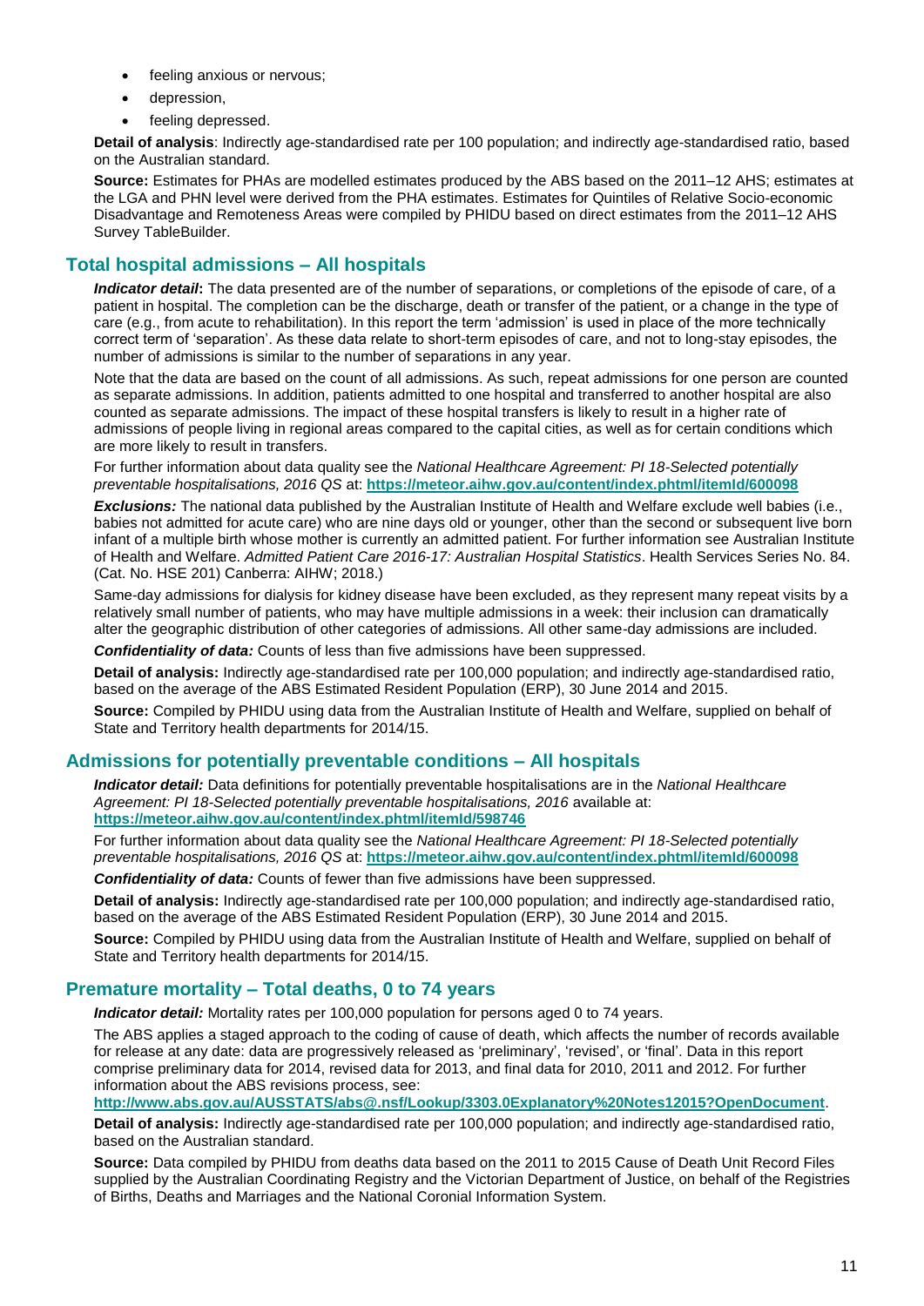- feeling anxious or nervous;
- depression,
- feeling depressed.

**Detail of analysis**: Indirectly age-standardised rate per 100 population; and indirectly age-standardised ratio, based on the Australian standard.

**Source:** Estimates for PHAs are modelled estimates produced by the ABS based on the 2011–12 AHS; estimates at the LGA and PHN level were derived from the PHA estimates. Estimates for Quintiles of Relative Socio-economic Disadvantage and Remoteness Areas were compiled by PHIDU based on direct estimates from the 2011–12 AHS Survey TableBuilder.

## Total hospital admissions – All hospitals

***Indicator detail*:** The data presented are of the number of separations, or completions of the episode of care, of a patient in hospital. The completion can be the discharge, death or transfer of the patient, or a change in the type of care (e.g., from acute to rehabilitation). In this report the term 'admission' is used in place of the more technically correct term of 'separation'. As these data relate to short-term episodes of care, and not to long-stay episodes, the number of admissions is similar to the number of separations in any year.

Note that the data are based on the count of all admissions. As such, repeat admissions for one person are counted as separate admissions. In addition, patients admitted to one hospital and transferred to another hospital are also counted as separate admissions. The impact of these hospital transfers is likely to result in a higher rate of admissions of people living in regional areas compared to the capital cities, as well as for certain conditions which are more likely to result in transfers.

For further information about data quality see the *National Healthcare Agreement: PI 18-Selected potentially preventable hospitalisations, 2016 QS* at: **https://meteor.aihw.gov.au/content/index.phtml/itemId/600098**

***Exclusions:*** The national data published by the Australian Institute of Health and Welfare exclude well babies (i.e., babies not admitted for acute care) who are nine days old or younger, other than the second or subsequent live born infant of a multiple birth whose mother is currently an admitted patient. For further information see Australian Institute of Health and Welfare. *Admitted Patient Care 2016-17: Australian Hospital Statistics*. Health Services Series No. 84. (Cat. No. HSE 201) Canberra: AIHW; 2018.)

Same-day admissions for dialysis for kidney disease have been excluded, as they represent many repeat visits by a relatively small number of patients, who may have multiple admissions in a week: their inclusion can dramatically alter the geographic distribution of other categories of admissions. All other same-day admissions are included.

***Confidentiality of data:*** Counts of less than five admissions have been suppressed.

**Detail of analysis:** Indirectly age-standardised rate per 100,000 population; and indirectly age-standardised ratio, based on the average of the ABS Estimated Resident Population (ERP), 30 June 2014 and 2015.

**Source:** Compiled by PHIDU using data from the Australian Institute of Health and Welfare, supplied on behalf of State and Territory health departments for 2014/15.

## Admissions for potentially preventable conditions – All hospitals

***Indicator detail:*** Data definitions for potentially preventable hospitalisations are in the *National Healthcare Agreement: PI 18-Selected potentially preventable hospitalisations, 2016* available at: **https://meteor.aihw.gov.au/content/index.phtml/itemId/598746**

For further information about data quality see the *National Healthcare Agreement: PI 18-Selected potentially preventable hospitalisations, 2016 QS* at: **https://meteor.aihw.gov.au/content/index.phtml/itemId/600098**

***Confidentiality of data:*** Counts of fewer than five admissions have been suppressed.

**Detail of analysis:** Indirectly age-standardised rate per 100,000 population; and indirectly age-standardised ratio, based on the average of the ABS Estimated Resident Population (ERP), 30 June 2014 and 2015.

**Source:** Compiled by PHIDU using data from the Australian Institute of Health and Welfare, supplied on behalf of State and Territory health departments for 2014/15.

## Premature mortality – Total deaths, 0 to 74 years

***Indicator detail:*** Mortality rates per 100,000 population for persons aged 0 to 74 years.

The ABS applies a staged approach to the coding of cause of death, which affects the number of records available for release at any date: data are progressively released as 'preliminary', 'revised', or 'final'. Data in this report comprise preliminary data for 2014, revised data for 2013, and final data for 2010, 2011 and 2012. For further information about the ABS revisions process, see:
**http://www.abs.gov.au/AUSSTATS/abs@.nsf/Lookup/3303.0Explanatory%20Notes12015?OpenDocument**.

**Detail of analysis:** Indirectly age-standardised rate per 100,000 population; and indirectly age-standardised ratio, based on the Australian standard.

**Source:** Data compiled by PHIDU from deaths data based on the 2011 to 2015 Cause of Death Unit Record Files supplied by the Australian Coordinating Registry and the Victorian Department of Justice, on behalf of the Registries of Births, Deaths and Marriages and the National Coronial Information System.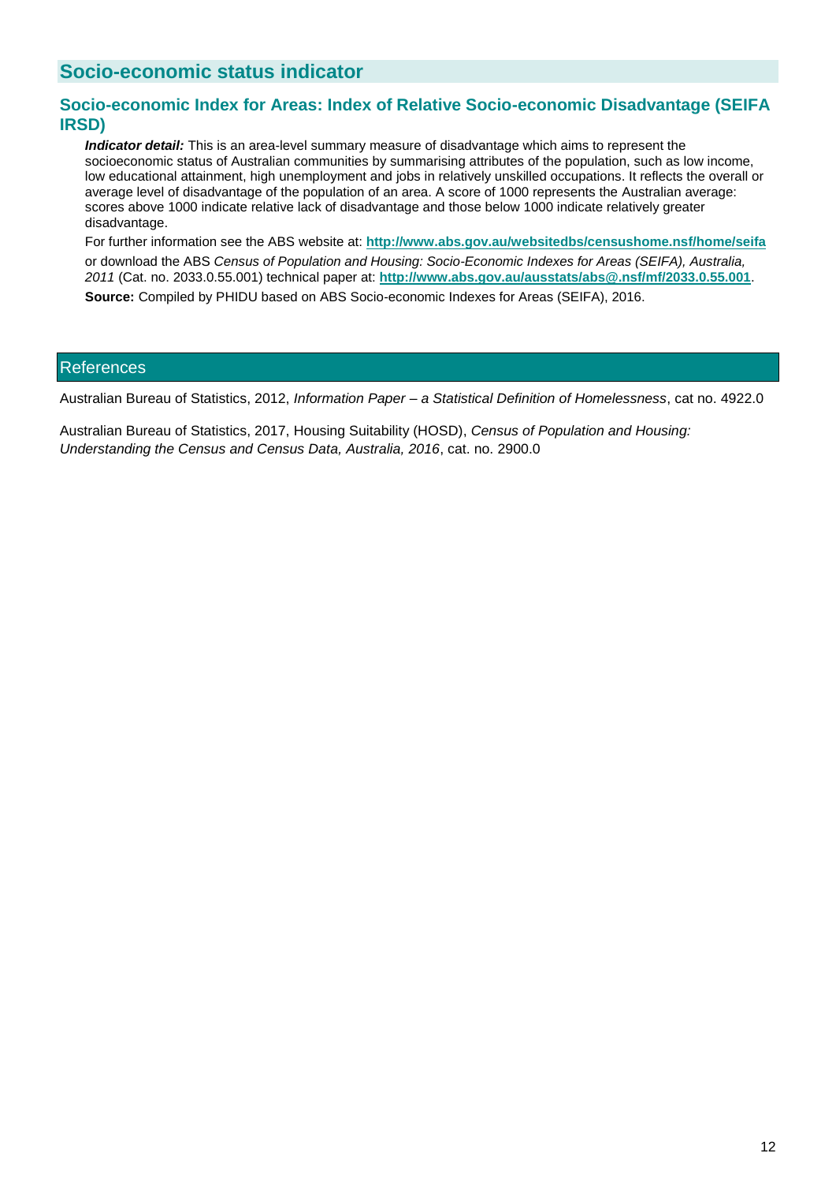## Socio-economic status indicator

### Socio-economic Index for Areas: Index of Relative Socio-economic Disadvantage (SEIFA IRSD)

***Indicator detail:*** This is an area-level summary measure of disadvantage which aims to represent the socioeconomic status of Australian communities by summarising attributes of the population, such as low income, low educational attainment, high unemployment and jobs in relatively unskilled occupations. It reflects the overall or average level of disadvantage of the population of an area. A score of 1000 represents the Australian average: scores above 1000 indicate relative lack of disadvantage and those below 1000 indicate relatively greater disadvantage.

For further information see the ABS website at: **http://www.abs.gov.au/websitedbs/censushome.nsf/home/seifa**

or download the ABS *Census of Population and Housing: Socio-Economic Indexes for Areas (SEIFA), Australia, 2011* (Cat. no. 2033.0.55.001) technical paper at: **http://www.abs.gov.au/ausstats/abs@.nsf/mf/2033.0.55.001**.

**Source:** Compiled by PHIDU based on ABS Socio-economic Indexes for Areas (SEIFA), 2016.

## References

Australian Bureau of Statistics, 2012, *Information Paper – a Statistical Definition of Homelessness*, cat no. 4922.0

Australian Bureau of Statistics, 2017, Housing Suitability (HOSD), *Census of Population and Housing: Understanding the Census and Census Data, Australia, 2016*, cat. no. 2900.0